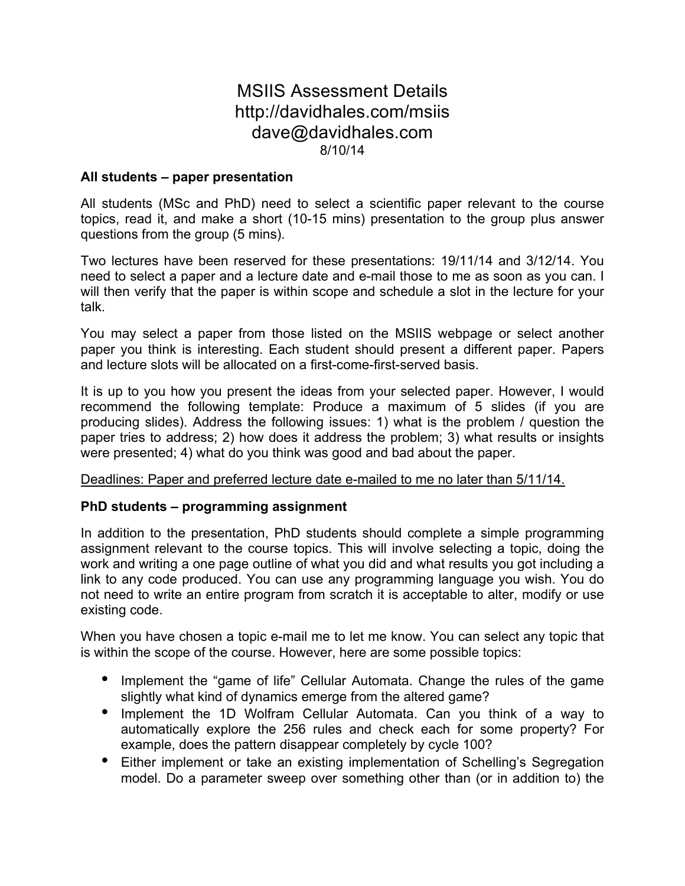# MSIIS Assessment Details
http://davidhales.com/msiis
dave@davidhales.com
8/10/14

**All students – paper presentation**

All students (MSc and PhD) need to select a scientific paper relevant to the course topics, read it, and make a short (10-15 mins) presentation to the group plus answer questions from the group (5 mins).

Two lectures have been reserved for these presentations: 19/11/14 and 3/12/14. You need to select a paper and a lecture date and e-mail those to me as soon as you can. I will then verify that the paper is within scope and schedule a slot in the lecture for your talk.

You may select a paper from those listed on the MSIIS webpage or select another paper you think is interesting. Each student should present a different paper. Papers and lecture slots will be allocated on a first-come-first-served basis.

It is up to you how you present the ideas from your selected paper. However, I would recommend the following template: Produce a maximum of 5 slides (if you are producing slides). Address the following issues: 1) what is the problem / question the paper tries to address; 2) how does it address the problem; 3) what results or insights were presented; 4) what do you think was good and bad about the paper.

<u>Deadlines: Paper and preferred lecture date e-mailed to me no later than 5/11/14.</u>

**PhD students – programming assignment**

In addition to the presentation, PhD students should complete a simple programming assignment relevant to the course topics. This will involve selecting a topic, doing the work and writing a one page outline of what you did and what results you got including a link to any code produced. You can use any programming language you wish. You do not need to write an entire program from scratch it is acceptable to alter, modify or use existing code.

When you have chosen a topic e-mail me to let me know. You can select any topic that is within the scope of the course. However, here are some possible topics:

- Implement the "game of life" Cellular Automata. Change the rules of the game slightly what kind of dynamics emerge from the altered game?
- Implement the 1D Wolfram Cellular Automata. Can you think of a way to automatically explore the 256 rules and check each for some property? For example, does the pattern disappear completely by cycle 100?
- Either implement or take an existing implementation of Schelling's Segregation model. Do a parameter sweep over something other than (or in addition to) the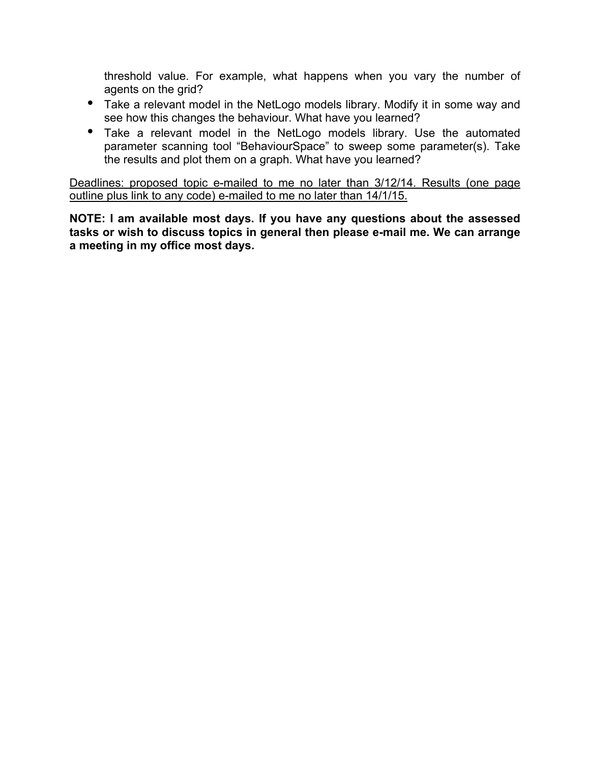threshold value. For example, what happens when you vary the number of agents on the grid?

- Take a relevant model in the NetLogo models library. Modify it in some way and see how this changes the behaviour. What have you learned?
- Take a relevant model in the NetLogo models library. Use the automated parameter scanning tool “BehaviourSpace” to sweep some parameter(s). Take the results and plot them on a graph. What have you learned?

<u>Deadlines: proposed topic e-mailed to me no later than 3/12/14. Results (one page outline plus link to any code) e-mailed to me no later than 14/1/15.</u>

**NOTE: I am available most days. If you have any questions about the assessed tasks or wish to discuss topics in general then please e-mail me. We can arrange a meeting in my office most days.**